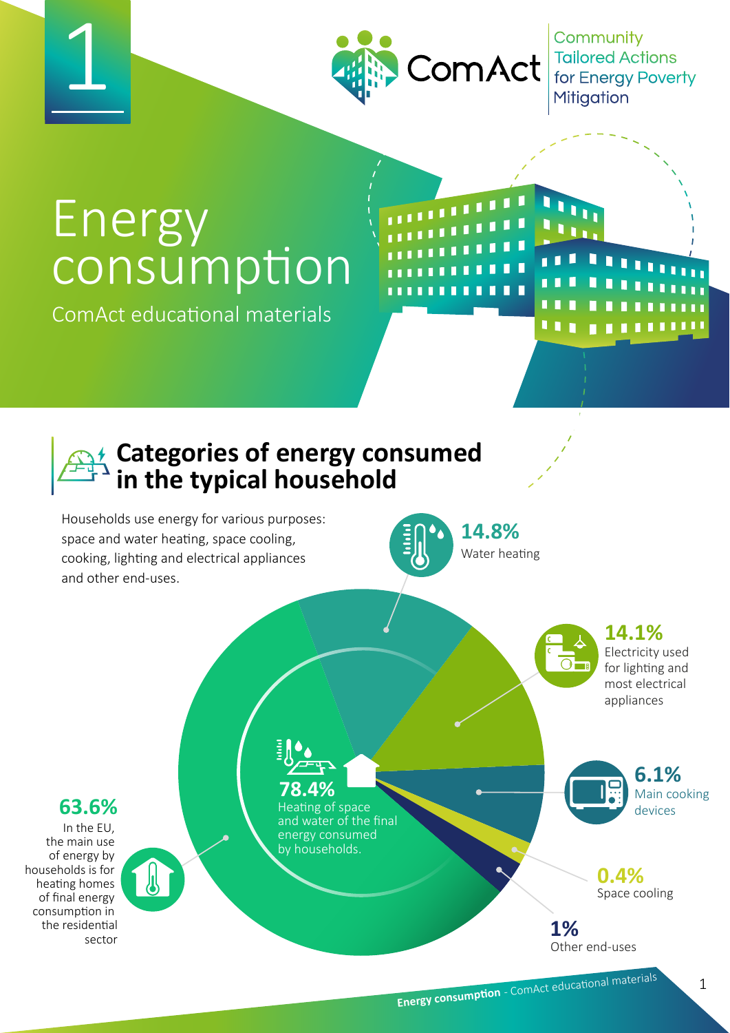1

Community Tailored Actions for Energy Poverty Mitigation

# Energy consumption

ComAct educational materials

## Categories of energy consumed in the typical household

Households use energy for various purposes: space and water heating, space cooling, cooking, lighting and electrical appliances and other end-uses.

**14.8%**
Water heating

**14.1%**
Electricity used for lighting and most electrical appliances

**6.1%**
Main cooking devices

**0.4%**
Space cooling

**1%**
Other end-uses

**78.4%**
Heating of space and water of the final energy consumed by households.

**63.6%**
In the EU, the main use of energy by households is for heating homes of final energy consumption in the residential sector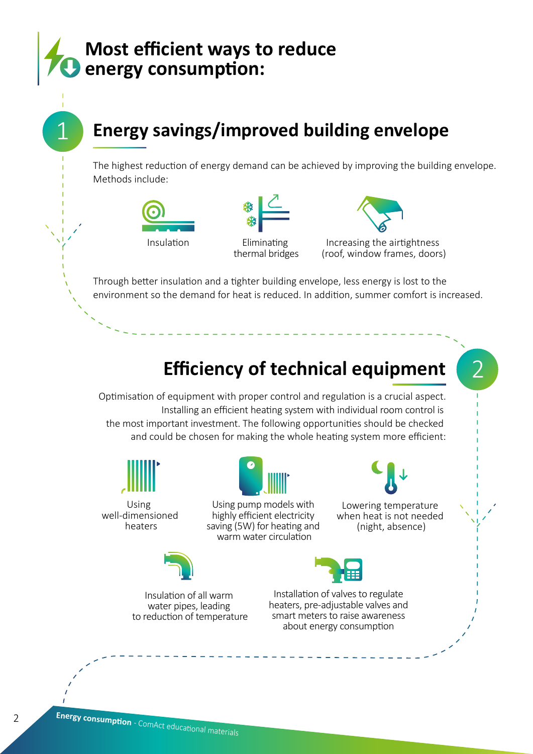# Most efficient ways to reduce energy consumption:

## 1 Energy savings/improved building envelope

The highest reduction of energy demand can be achieved by improving the building envelope. Methods include:

- Insulation
- Eliminating thermal bridges
- Increasing the airtightness (roof, window frames, doors)

Through better insulation and a tighter building envelope, less energy is lost to the environment so the demand for heat is reduced. In addition, summer comfort is increased.

## 2 Efficiency of technical equipment

Optimisation of equipment with proper control and regulation is a crucial aspect. Installing an efficient heating system with individual room control is the most important investment. The following opportunities should be checked and could be chosen for making the whole heating system more efficient:

- Using well-dimensioned heaters
- Using pump models with highly efficient electricity saving (5W) for heating and warm water circulation
- Lowering temperature when heat is not needed (night, absence)
- Insulation of all warm water pipes, leading to reduction of temperature
- Installation of valves to regulate heaters, pre-adjustable valves and smart meters to raise awareness about energy consumption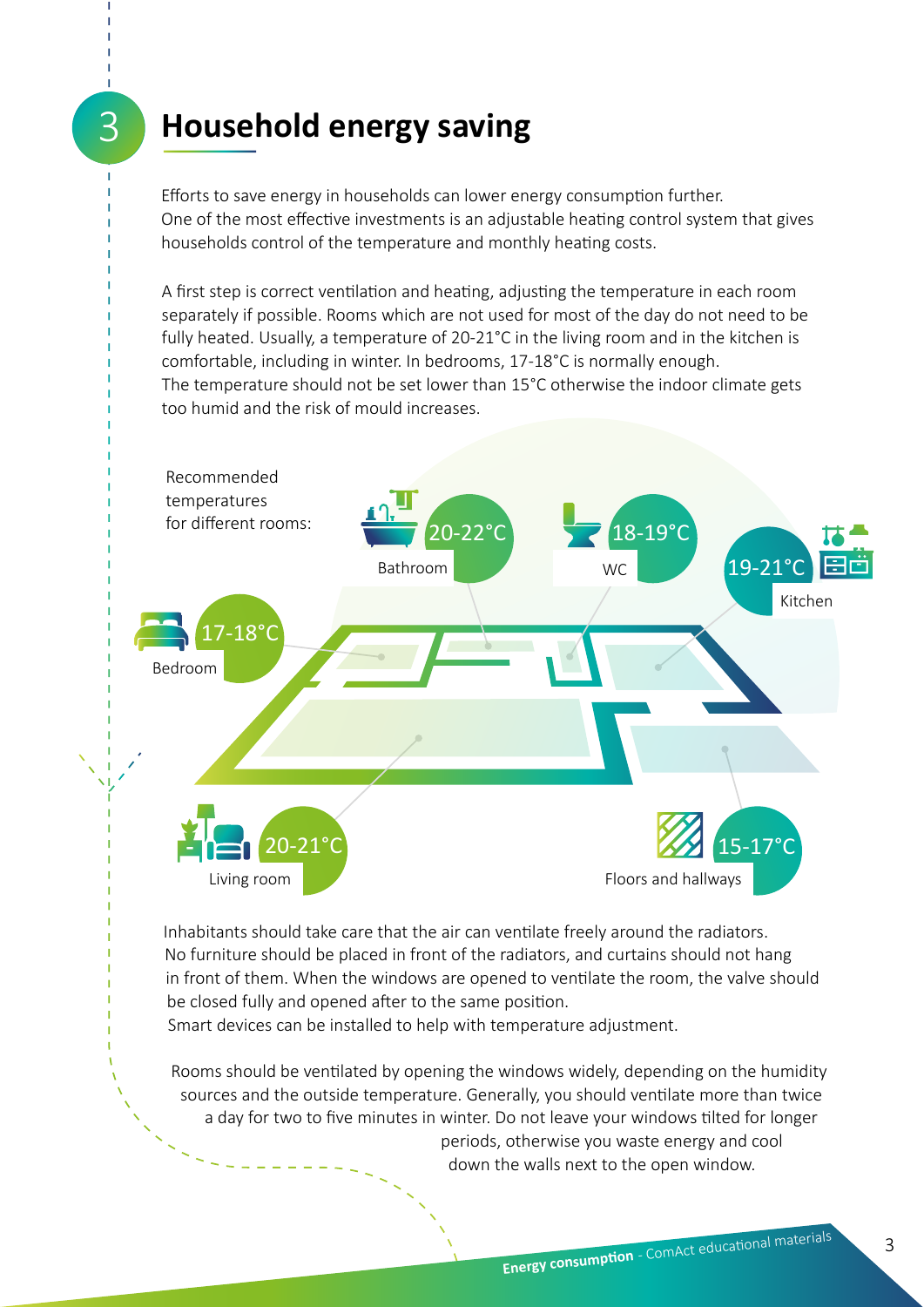# 3 Household energy saving

Efforts to save energy in households can lower energy consumption further.
One of the most effective investments is an adjustable heating control system that gives households control of the temperature and monthly heating costs.

A first step is correct ventilation and heating, adjusting the temperature in each room separately if possible. Rooms which are not used for most of the day do not need to be fully heated. Usually, a temperature of 20-21°C in the living room and in the kitchen is comfortable, including in winter. In bedrooms, 17-18°C is normally enough.
The temperature should not be set lower than 15°C otherwise the indoor climate gets too humid and the risk of mould increases.

Recommended temperatures for different rooms:

- Bathroom: 20-22°C
- WC: 18-19°C
- Kitchen: 19-21°C
- Bedroom: 17-18°C
- Living room: 20-21°C
- Floors and hallways: 15-17°C

Inhabitants should take care that the air can ventilate freely around the radiators. No furniture should be placed in front of the radiators, and curtains should not hang in front of them. When the windows are opened to ventilate the room, the valve should be closed fully and opened after to the same position.
Smart devices can be installed to help with temperature adjustment.

Rooms should be ventilated by opening the windows widely, depending on the humidity sources and the outside temperature. Generally, you should ventilate more than twice a day for two to five minutes in winter. Do not leave your windows tilted for longer periods, otherwise you waste energy and cool down the walls next to the open window.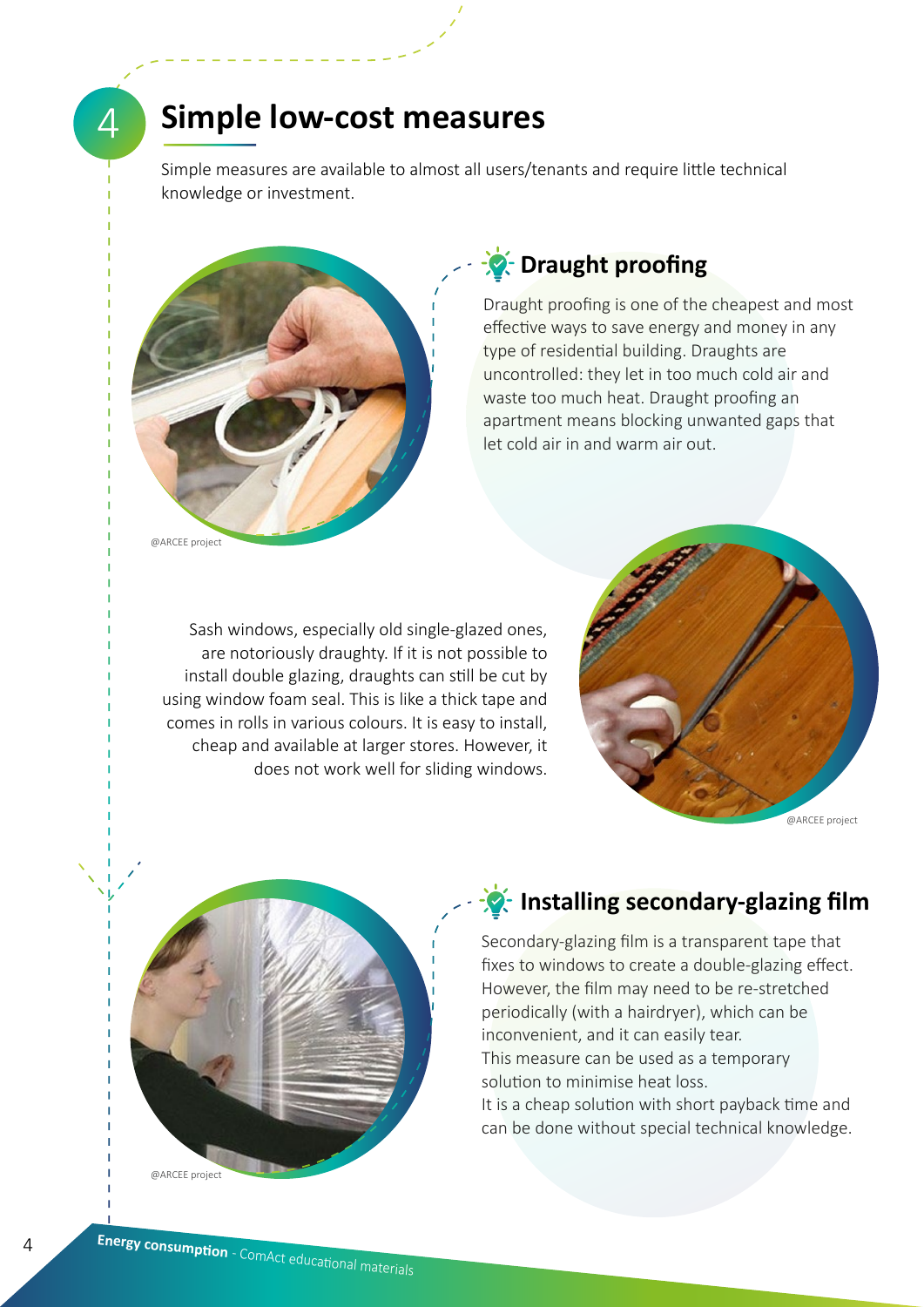# 4 Simple low-cost measures

Simple measures are available to almost all users/tenants and require little technical knowledge or investment.

@ARCEE project

## Draught proofing

Draught proofing is one of the cheapest and most effective ways to save energy and money in any type of residential building. Draughts are uncontrolled: they let in too much cold air and waste too much heat. Draught proofing an apartment means blocking unwanted gaps that let cold air in and warm air out.

Sash windows, especially old single-glazed ones, are notoriously draughty. If it is not possible to install double glazing, draughts can still be cut by using window foam seal. This is like a thick tape and comes in rolls in various colours. It is easy to install, cheap and available at larger stores. However, it does not work well for sliding windows.

@ARCEE project

@ARCEE project

## Installing secondary-glazing film

Secondary-glazing film is a transparent tape that fixes to windows to create a double-glazing effect. However, the film may need to be re-stretched periodically (with a hairdryer), which can be inconvenient, and it can easily tear.
This measure can be used as a temporary solution to minimise heat loss.
It is a cheap solution with short payback time and can be done without special technical knowledge.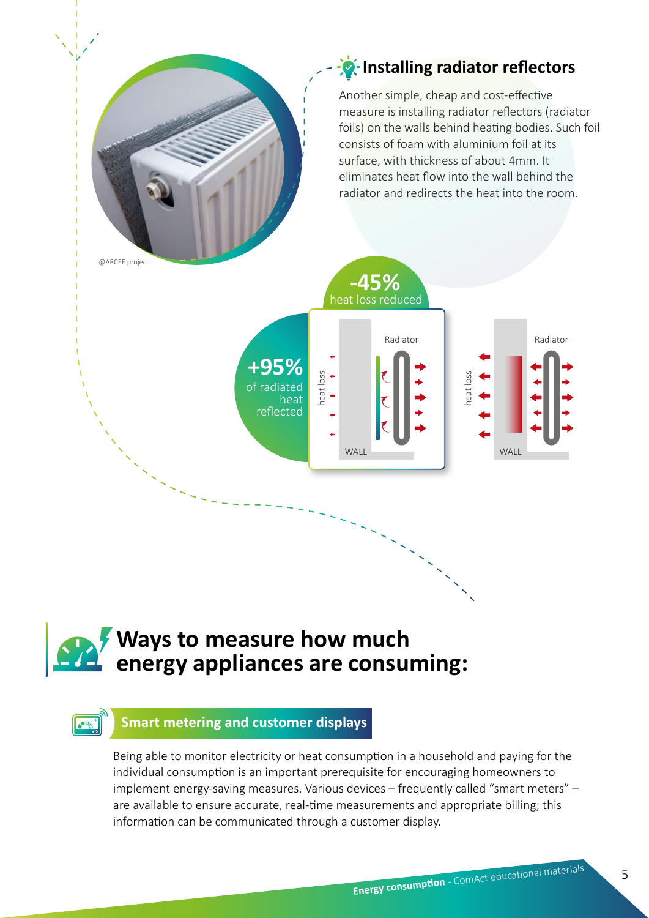@ARCEE project

## Installing radiator reflectors

Another simple, cheap and cost-effective measure is installing radiator reflectors (radiator foils) on the walls behind heating bodies. Such foil consists of foam with aluminium foil at its surface, with thickness of about 4mm. It eliminates heat flow into the wall behind the radiator and redirects the heat into the room.

**-45%** heat loss reduced

**+95%** of radiated heat reflected

Radiator | heat loss | WALL

Radiator | heat loss | WALL

# Ways to measure how much energy appliances are consuming:

### Smart metering and customer displays

Being able to monitor electricity or heat consumption in a household and paying for the individual consumption is an important prerequisite for encouraging homeowners to implement energy-saving measures. Various devices – frequently called "smart meters" – are available to ensure accurate, real-time measurements and appropriate billing; this information can be communicated through a customer display.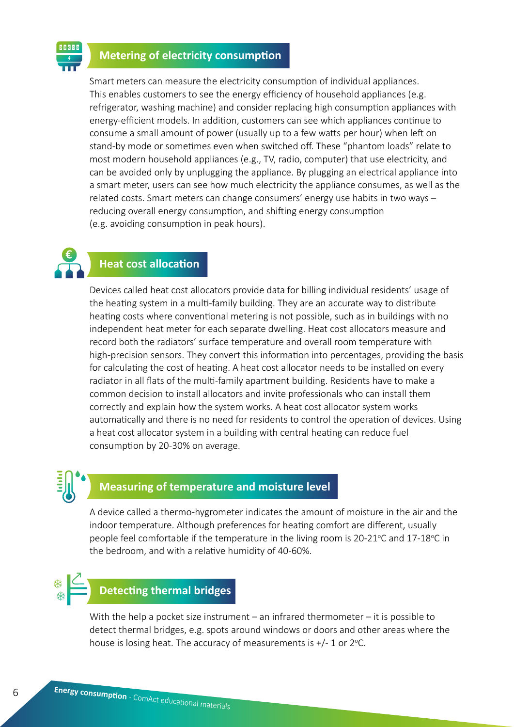## Metering of electricity consumption

Smart meters can measure the electricity consumption of individual appliances. This enables customers to see the energy efficiency of household appliances (e.g. refrigerator, washing machine) and consider replacing high consumption appliances with energy-efficient models. In addition, customers can see which appliances continue to consume a small amount of power (usually up to a few watts per hour) when left on stand-by mode or sometimes even when switched off. These "phantom loads" relate to most modern household appliances (e.g., TV, radio, computer) that use electricity, and can be avoided only by unplugging the appliance. By plugging an electrical appliance into a smart meter, users can see how much electricity the appliance consumes, as well as the related costs. Smart meters can change consumers' energy use habits in two ways – reducing overall energy consumption, and shifting energy consumption (e.g. avoiding consumption in peak hours).

## Heat cost allocation

Devices called heat cost allocators provide data for billing individual residents' usage of the heating system in a multi-family building. They are an accurate way to distribute heating costs where conventional metering is not possible, such as in buildings with no independent heat meter for each separate dwelling. Heat cost allocators measure and record both the radiators' surface temperature and overall room temperature with high-precision sensors. They convert this information into percentages, providing the basis for calculating the cost of heating. A heat cost allocator needs to be installed on every radiator in all flats of the multi-family apartment building. Residents have to make a common decision to install allocators and invite professionals who can install them correctly and explain how the system works. A heat cost allocator system works automatically and there is no need for residents to control the operation of devices. Using a heat cost allocator system in a building with central heating can reduce fuel consumption by 20-30% on average.

## Measuring of temperature and moisture level

A device called a thermo-hygrometer indicates the amount of moisture in the air and the indoor temperature. Although preferences for heating comfort are different, usually people feel comfortable if the temperature in the living room is 20-21°C and 17-18°C in the bedroom, and with a relative humidity of 40-60%.

## Detecting thermal bridges

With the help a pocket size instrument – an infrared thermometer – it is possible to detect thermal bridges, e.g. spots around windows or doors and other areas where the house is losing heat. The accuracy of measurements is +/- 1 or 2°C.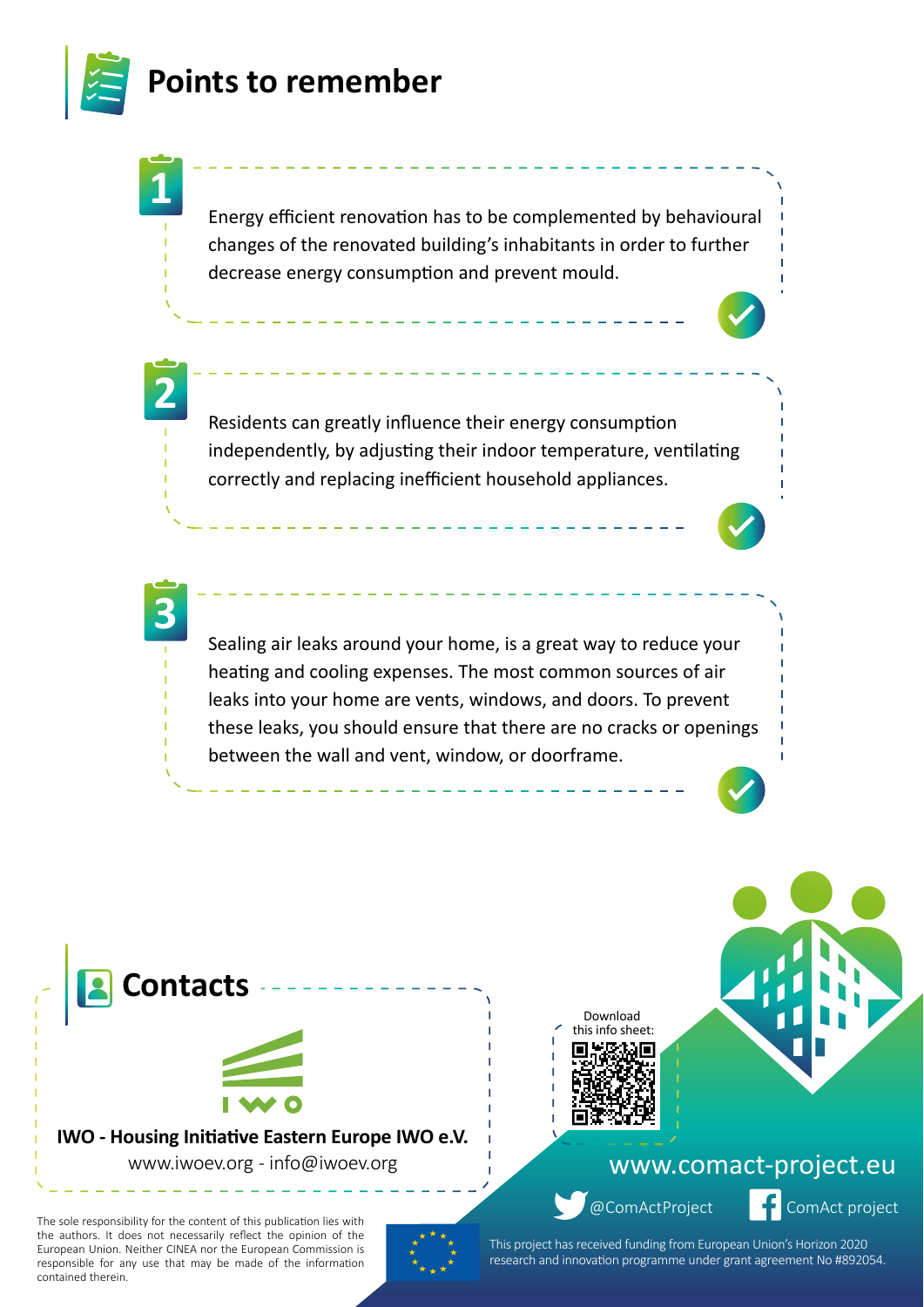# Points to remember

**1**

Energy efficient renovation has to be complemented by behavioural changes of the renovated building's inhabitants in order to further decrease energy consumption and prevent mould.

**2**

Residents can greatly influence their energy consumption independently, by adjusting their indoor temperature, ventilating correctly and replacing inefficient household appliances.

**3**

Sealing air leaks around your home, is a great way to reduce your heating and cooling expenses. The most common sources of air leaks into your home are vents, windows, and doors. To prevent these leaks, you should ensure that there are no cracks or openings between the wall and vent, window, or doorframe.

# Contacts

**IWO - Housing Initiative Eastern Europe IWO e.V.**

www.iwoev.org - info@iwoev.org

Download this info sheet:

www.comact-project.eu

@ComActProject

ComAct project

The sole responsibility for the content of this publication lies with the authors. It does not necessarily reflect the opinion of the European Union. Neither CINEA nor the European Commission is responsible for any use that may be made of the information contained therein.

This project has received funding from European Union's Horizon 2020 research and innovation programme under grant agreement No #892054.